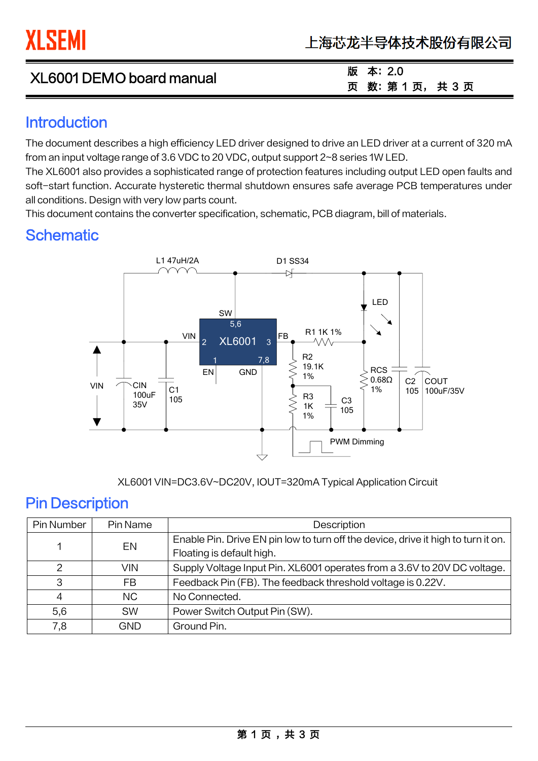# XL6001 DEMO board manual

## Introduction

The document describes a high efficiency LED driver designed to drive an LED driver at a current of 320 mA from an input voltage range of 3.6 VDC to 20 VDC, output support 2~8 series 1W LED.
The XL6001 also provides a sophisticated range of protection features including output LED open faults and soft-start function. Accurate hysteretic thermal shutdown ensures safe average PCB temperatures under all conditions. Design with very low parts count.
This document contains the converter specification, schematic, PCB diagram, bill of materials.

## Schematic

L1 47uH/2A
D1 SS34
SW
5,6
VIN
2
XL6001
3
FB
1
7,8
EN
GND
R1 1K 1%
R2
19.1K
1%
R3
1K
1%
C3
105
LED
RCS
0.68Ω
1%
C2
105
COUT
100uF/35V
VIN
CIN
100uF
35V
C1
105
PWM Dimming

XL6001 VIN=DC3.6V~DC20V, IOUT=320mA Typical Application Circuit

## Pin Description

| Pin Number | Pin Name | Description |
|---|---|---|
| 1 | EN | Enable Pin. Drive EN pin low to turn off the device, drive it high to turn it on. Floating is default high. |
| 2 | VIN | Supply Voltage Input Pin. XL6001 operates from a 3.6V to 20V DC voltage. |
| 3 | FB | Feedback Pin (FB). The feedback threshold voltage is 0.22V. |
| 4 | NC | No Connected. |
| 5,6 | SW | Power Switch Output Pin (SW). |
| 7,8 | GND | Ground Pin. |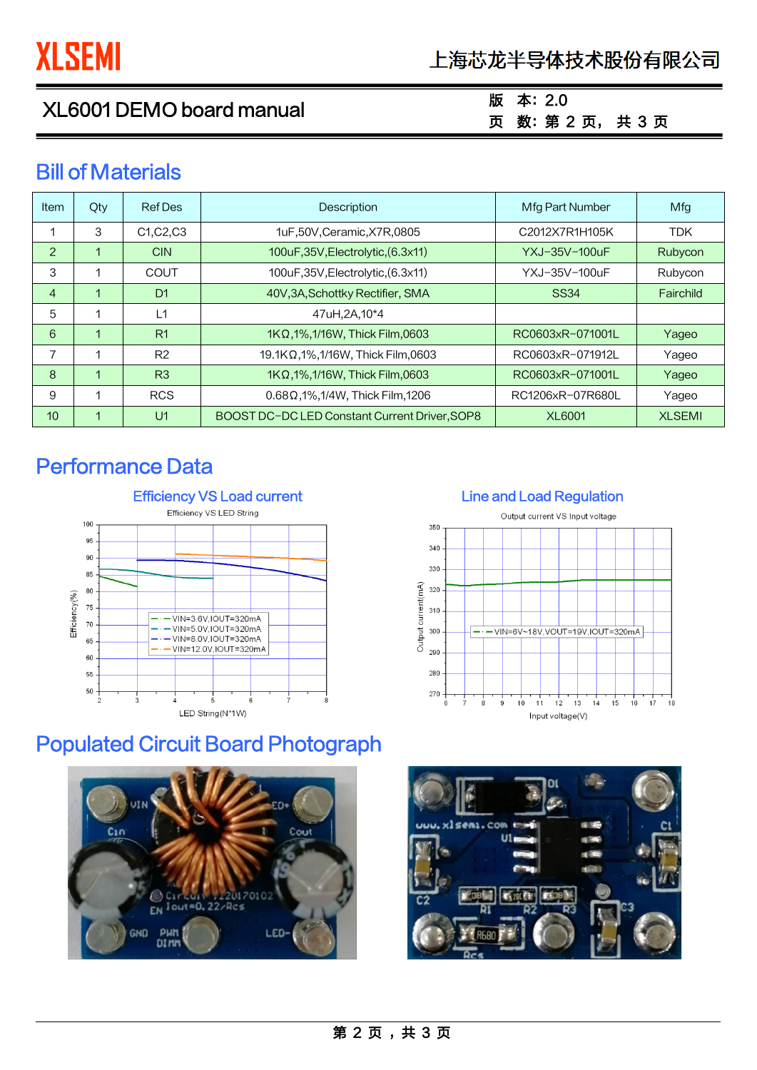## Bill of Materials

| Item | Qty | Ref Des | Description | Mfg Part Number | Mfg |
|---|---|---|---|---|---|
| 1 | 3 | C1,C2,C3 | 1uF,50V,Ceramic,X7R,0805 | C2012X7R1H105K | TDK |
| 2 | 1 | CIN | 100uF,35V,Electrolytic,(6.3x11) | YXJ-35V-100uF | Rubycon |
| 3 | 1 | COUT | 100uF,35V,Electrolytic,(6.3x11) | YXJ-35V-100uF | Rubycon |
| 4 | 1 | D1 | 40V,3A,Schottky Rectifier, SMA | SS34 | Fairchild |
| 5 | 1 | L1 | 47uH,2A,10*4 | | |
| 6 | 1 | R1 | 1KΩ,1%,1/16W, Thick Film,0603 | RC0603xR-071001L | Yageo |
| 7 | 1 | R2 | 19.1KΩ,1%,1/16W, Thick Film,0603 | RC0603xR-071912L | Yageo |
| 8 | 1 | R3 | 1KΩ,1%,1/16W, Thick Film,0603 | RC0603xR-071001L | Yageo |
| 9 | 1 | RCS | 0.68Ω,1%,1/4W, Thick Film,1206 | RC1206xR-07R680L | Yageo |
| 10 | 1 | U1 | BOOST DC-DC LED Constant Current Driver,SOP8 | XL6001 | XLSEMI |

## Performance Data

### Efficiency VS Load current

### Line and Load Regulation

## Populated Circuit Board Photograph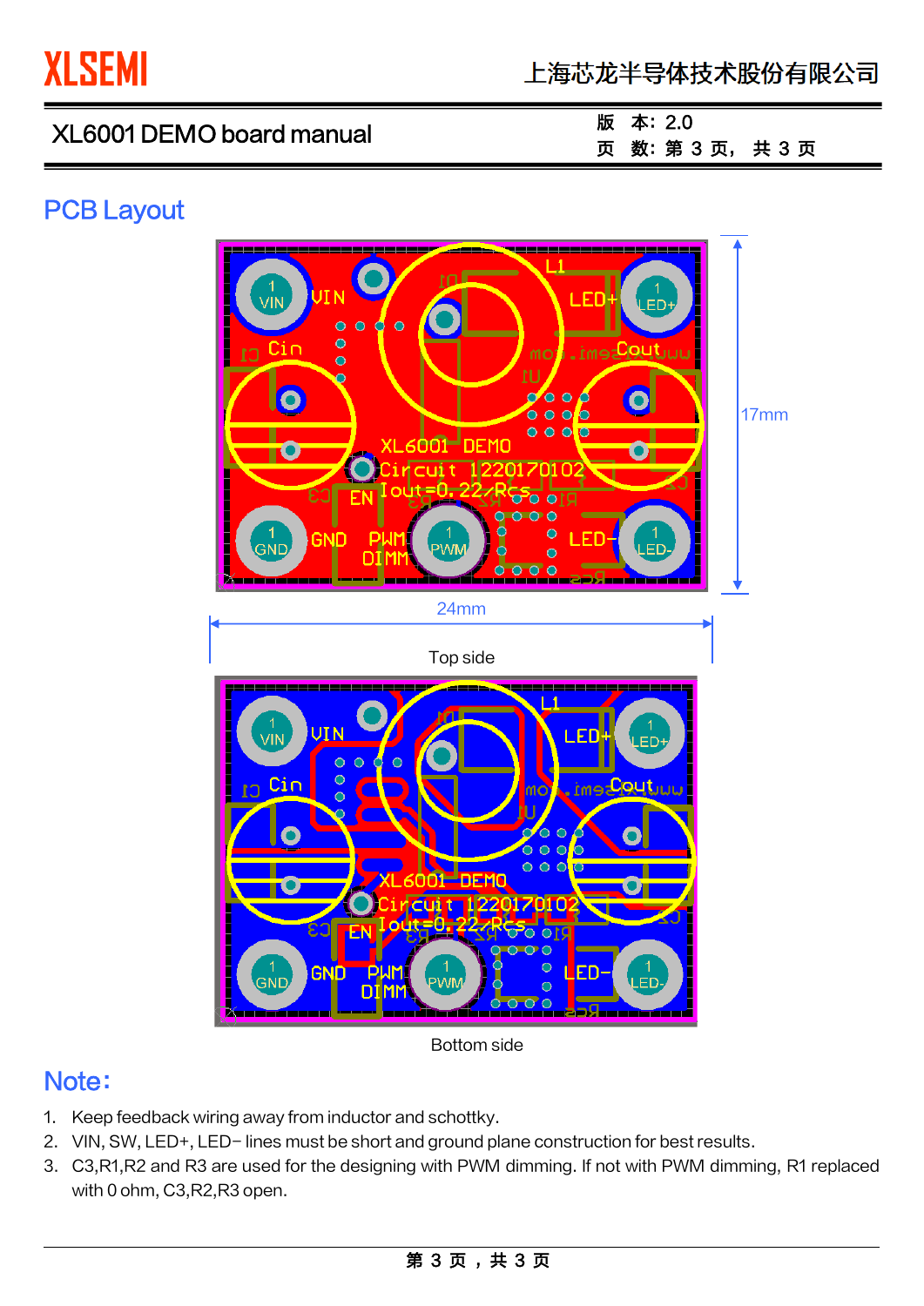## PCB Layout

17mm

24mm

Top side

Bottom side

## Note:

1. Keep feedback wiring away from inductor and schottky.
2. VIN, SW, LED+, LED− lines must be short and ground plane construction for best results.
3. C3,R1,R2 and R3 are used for the designing with PWM dimming. If not with PWM dimming, R1 replaced with 0 ohm, C3,R2,R3 open.